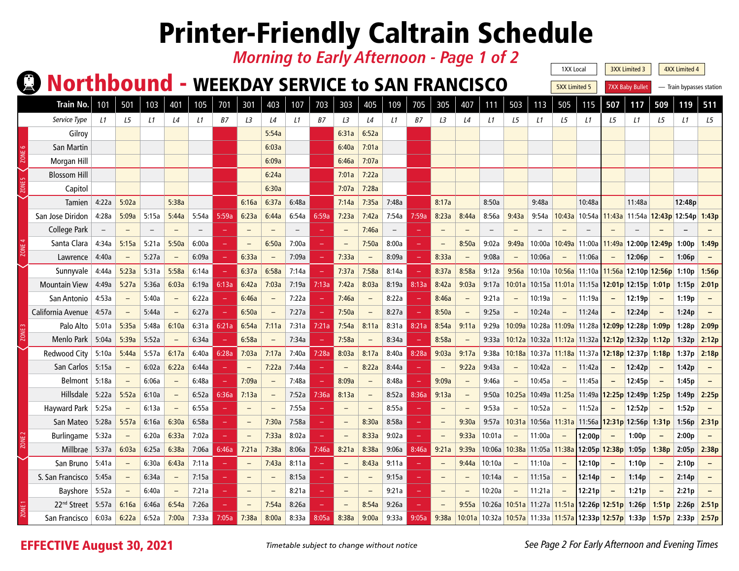# Printer-Friendly Caltrain Schedule

*Morning to Early Afternoon - Page 1 of 2*

1XX Local | 3XX Limited 3 | 4XX Limited 4 | 5XX Limited 5 | 7XX Baby Bullet | – Train bypasses station

## Northbound - WEEKDAY SERVICE to SAN FRANCISCO

| Zone | Train No. | 101 | 501 | 103 | 401 | 105 | 701 | 301 | 403 | 107 | 703 | 303 | 405 | 109 | 705 | 305 | 407 | 111 | 503 | 113 | 505 | 115 | 507 | 117 | 509 | 119 | 511 |
|---|---|---|---|---|---|---|---|---|---|---|---|---|---|---|---|---|---|---|---|---|---|---|---|---|---|---|---|
| | *Service Type* | *L1* | *L5* | *L1* | *L4* | *L1* | *B7* | *L3* | *L4* | *L1* | *B7* | *L3* | *L4* | *L1* | *B7* | *L3* | *L4* | *L1* | *L5* | *L1* | *L5* | *L1* | *L5* | *L1* | *L5* | *L1* | *L5* |
| ZONE 6 | Gilroy | | | | | | | | 5:54a | | | 6:31a | 6:52a | | | | | | | | | | | | | | |
| ZONE 6 | San Martin | | | | | | | | 6:03a | | | 6:40a | 7:01a | | | | | | | | | | | | | | |
| ZONE 6 | Morgan Hill | | | | | | | | 6:09a | | | 6:46a | 7:07a | | | | | | | | | | | | | | |
| ZONE 5 | Blossom Hill | | | | | | | | 6:24a | | | 7:01a | 7:22a | | | | | | | | | | | | | | |
| ZONE 5 | Capitol | | | | | | | | 6:30a | | | 7:07a | 7:28a | | | | | | | | | | | | | | |
| ZONE 4 | Tamien | 4:22a | 5:02a | | 5:38a | | | 6:16a | 6:37a | 6:48a | | 7:14a | 7:35a | 7:48a | | 8:17a | | 8:50a | | 9:48a | | 10:48a | | 11:48a | | 12:48p | |
| ZONE 4 | San Jose Diridon | 4:28a | 5:09a | 5:15a | 5:44a | 5:54a | 5:59a | 6:23a | 6:44a | 6:54a | 6:59a | 7:23a | 7:42a | 7:54a | 7:59a | 8:23a | 8:44a | 8:56a | 9:43a | 9:54a | 10:43a | 10:54a | 11:43a | 11:54a | 12:43p | 12:54p | 1:43p |
| ZONE 4 | College Park | – | – | – | – | – | – | – | – | – | – | – | 7:46a | – | – | – | – | – | – | – | – | – | – | – | – | – | – |
| ZONE 4 | Santa Clara | 4:34a | 5:15a | 5:21a | 5:50a | 6:00a | – | – | 6:50a | 7:00a | – | – | 7:50a | 8:00a | – | – | 8:50a | 9:02a | 9:49a | 10:00a | 10:49a | 11:00a | 11:49a | 12:00p | 12:49p | 1:00p | 1:49p |
| ZONE 4 | Lawrence | 4:40a | – | 5:27a | – | 6:09a | – | 6:33a | – | 7:09a | – | 7:33a | – | 8:09a | – | 8:33a | – | 9:08a | – | 10:06a | – | 11:06a | – | 12:06p | – | 1:06p | – |
| ZONE 3 | Sunnyvale | 4:44a | 5:23a | 5:31a | 5:58a | 6:14a | – | 6:37a | 6:58a | 7:14a | – | 7:37a | 7:58a | 8:14a | – | 8:37a | 8:58a | 9:12a | 9:56a | 10:10a | 10:56a | 11:10a | 11:56a | 12:10p | 12:56p | 1:10p | 1:56p |
| ZONE 3 | Mountain View | 4:49a | 5:27a | 5:36a | 6:03a | 6:19a | 6:13a | 6:42a | 7:03a | 7:19a | 7:13a | 7:42a | 8:03a | 8:19a | 8:13a | 8:42a | 9:03a | 9:17a | 10:01a | 10:15a | 11:01a | 11:15a | 12:01p | 12:15p | 1:01p | 1:15p | 2:01p |
| ZONE 3 | San Antonio | 4:53a | – | 5:40a | – | 6:22a | – | 6:46a | – | 7:22a | – | 7:46a | – | 8:22a | – | 8:46a | – | 9:21a | – | 10:19a | – | 11:19a | – | 12:19p | – | 1:19p | – |
| ZONE 3 | California Avenue | 4:57a | – | 5:44a | – | 6:27a | – | 6:50a | – | 7:27a | – | 7:50a | – | 8:27a | – | 8:50a | – | 9:25a | – | 10:24a | – | 11:24a | – | 12:24p | – | 1:24p | – |
| ZONE 3 | Palo Alto | 5:01a | 5:35a | 5:48a | 6:10a | 6:31a | 6:21a | 6:54a | 7:11a | 7:31a | 7:21a | 7:54a | 8:11a | 8:31a | 8:21a | 8:54a | 9:11a | 9:29a | 10:09a | 10:28a | 11:09a | 11:28a | 12:09p | 12:28p | 1:09p | 1:28p | 2:09p |
| ZONE 3 | Menlo Park | 5:04a | 5:39a | 5:52a | – | 6:34a | – | 6:58a | – | 7:34a | – | 7:58a | – | 8:34a | – | 8:58a | – | 9:33a | 10:12a | 10:32a | 11:12a | 11:32a | 12:12p | 12:32p | 1:12p | 1:32p | 2:12p |
| ZONE 2 | Redwood City | 5:10a | 5:44a | 5:57a | 6:17a | 6:40a | 6:28a | 7:03a | 7:17a | 7:40a | 7:28a | 8:03a | 8:17a | 8:40a | 8:28a | 9:03a | 9:17a | 9:38a | 10:18a | 10:37a | 11:18a | 11:37a | 12:18p | 12:37p | 1:18p | 1:37p | 2:18p |
| ZONE 2 | San Carlos | 5:15a | – | 6:02a | 6:22a | 6:44a | – | – | 7:22a | 7:44a | – | – | 8:22a | 8:44a | – | – | 9:22a | 9:43a | – | 10:42a | – | 11:42a | – | 12:42p | – | 1:42p | – |
| ZONE 2 | Belmont | 5:18a | – | 6:06a | – | 6:48a | – | 7:09a | – | 7:48a | – | 8:09a | – | 8:48a | – | 9:09a | – | 9:46a | – | 10:45a | – | 11:45a | – | 12:45p | – | 1:45p | – |
| ZONE 2 | Hillsdale | 5:22a | 5:52a | 6:10a | – | 6:52a | 6:36a | 7:13a | – | 7:52a | 7:36a | 8:13a | – | 8:52a | 8:36a | 9:13a | – | 9:50a | 10:25a | 10:49a | 11:25a | 11:49a | 12:25p | 12:49p | 1:25p | 1:49p | 2:25p |
| ZONE 2 | Hayward Park | 5:25a | – | 6:13a | – | 6:55a | – | – | – | 7:55a | – | – | – | 8:55a | – | – | – | 9:53a | – | 10:52a | – | 11:52a | – | 12:52p | – | 1:52p | – |
| ZONE 2 | San Mateo | 5:28a | 5:57a | 6:16a | 6:30a | 6:58a | – | – | 7:30a | 7:58a | – | – | 8:30a | 8:58a | – | – | 9:30a | 9:57a | 10:31a | 10:56a | 11:31a | 11:56a | 12:31p | 12:56p | 1:31p | 1:56p | 2:31p |
| ZONE 2 | Burlingame | 5:32a | – | 6:20a | 6:33a | 7:02a | – | – | 7:33a | 8:02a | – | – | 8:33a | 9:02a | – | – | 9:33a | 10:01a | – | 11:00a | – | 12:00p | – | 1:00p | – | 2:00p | – |
| ZONE 2 | Millbrae | 5:37a | 6:03a | 6:25a | 6:38a | 7:06a | 6:46a | 7:21a | 7:38a | 8:06a | 7:46a | 8:21a | 8:38a | 9:06a | 8:46a | 9:21a | 9:39a | 10:06a | 10:38a | 11:05a | 11:38a | 12:05p | 12:38p | 1:05p | 1:38p | 2:05p | 2:38p |
| ZONE 1 | San Bruno | 5:41a | – | 6:30a | 6:43a | 7:11a | – | – | 7:43a | 8:11a | – | – | 8:43a | 9:11a | – | – | 9:44a | 10:10a | – | 11:10a | – | 12:10p | – | 1:10p | – | 2:10p | – |
| ZONE 1 | S. San Francisco | 5:45a | – | 6:34a | – | 7:15a | – | – | – | 8:15a | – | – | – | 9:15a | – | – | – | 10:14a | – | 11:15a | – | 12:14p | – | 1:14p | – | 2:14p | – |
| ZONE 1 | Bayshore | 5:52a | – | 6:40a | – | 7:21a | – | – | – | 8:21a | – | – | – | 9:21a | – | – | – | 10:20a | – | 11:21a | – | 12:21p | – | 1:21p | – | 2:21p | – |
| ZONE 1 | 22nd Street | 5:57a | 6:16a | 6:46a | 6:54a | 7:26a | – | – | 7:54a | 8:26a | – | – | 8:54a | 9:26a | – | – | 9:55a | 10:26a | 10:51a | 11:27a | 11:51a | 12:26p | 12:51p | 1:26p | 1:51p | 2:26p | 2:51p |
| ZONE 1 | San Francisco | 6:03a | 6:22a | 6:52a | 7:00a | 7:33a | 7:05a | 7:38a | 8:00a | 8:33a | 8:05a | 8:38a | 9:00a | 9:33a | 9:05a | 9:38a | 10:01a | 10:32a | 10:57a | 11:33a | 11:57a | 12:33p | 12:57p | 1:33p | 1:57p | 2:33p | 2:57p |

**EFFECTIVE August 30, 2021**

*Timetable subject to change without notice*

*See Page 2 For Early Afternoon and Evening Times*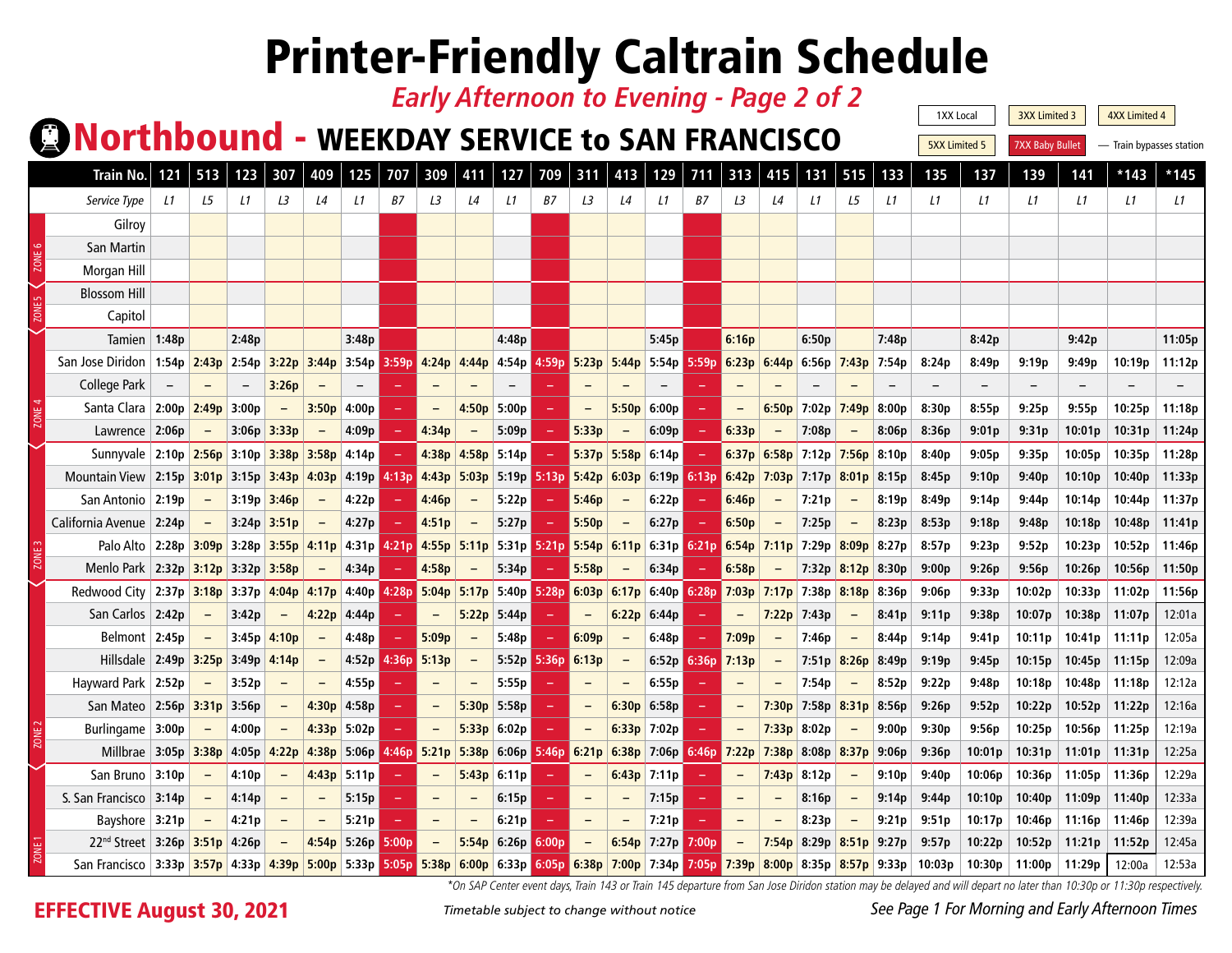# Printer-Friendly Caltrain Schedule

*Early Afternoon to Evening - Page 2 of 2*

1XX Local | 3XX Limited 3 | 4XX Limited 4 | 5XX Limited 5 | 7XX Baby Bullet | — Train bypasses station

## Northbound - WEEKDAY SERVICE to SAN FRANCISCO

| Zone | Train No. | 121 | 513 | 123 | 307 | 409 | 125 | 707 | 309 | 411 | 127 | 709 | 311 | 413 | 129 | 711 | 313 | 415 | 131 | 515 | 133 | 135 | 137 | 139 | 141 | *143 | *145 |
|---|---|---|---|---|---|---|---|---|---|---|---|---|---|---|---|---|---|---|---|---|---|---|---|---|---|---|---|
| | Service Type | L1 | L5 | L1 | L3 | L4 | L1 | B7 | L3 | L4 | L1 | B7 | L3 | L4 | L1 | B7 | L3 | L4 | L1 | L5 | L1 | L1 | L1 | L1 | L1 | L1 | L1 |
| ZONE 6 | Gilroy | | | | | | | | | | | | | | | | | | | | | | | | | | |
| | San Martin | | | | | | | | | | | | | | | | | | | | | | | | | | |
| | Morgan Hill | | | | | | | | | | | | | | | | | | | | | | | | | | |
| ZONE 5 | Blossom Hill | | | | | | | | | | | | | | | | | | | | | | | | | | |
| | Capitol | | | | | | | | | | | | | | | | | | | | | | | | | | |
| ZONE 4 | Tamien | 1:48p | | 2:48p | | | 3:48p | | | | 4:48p | | | | 5:45p | | 6:16p | | 6:50p | | 7:48p | | 8:42p | | 9:42p | | 11:05p |
| | San Jose Diridon | 1:54p | 2:43p | 2:54p | 3:22p | 3:44p | 3:54p | 3:59p | 4:24p | 4:44p | 4:54p | 4:59p | 5:23p | 5:44p | 5:54p | 5:59p | 6:23p | 6:44p | 6:56p | 7:43p | 7:54p | 8:24p | 8:49p | 9:19p | 9:49p | 10:19p | 11:12p |
| | College Park | – | – | – | 3:26p | – | – | – | – | – | – | – | – | – | – | – | – | – | – | – | – | – | – | – | – | – | – |
| | Santa Clara | 2:00p | 2:49p | 3:00p | – | 3:50p | 4:00p | – | – | 4:50p | 5:00p | – | – | 5:50p | 6:00p | – | – | 6:50p | 7:02p | 7:49p | 8:00p | 8:30p | 8:55p | 9:25p | 9:55p | 10:25p | 11:18p |
| | Lawrence | 2:06p | – | 3:06p | 3:33p | – | 4:09p | – | 4:34p | – | 5:09p | – | 5:33p | – | 6:09p | – | 6:33p | – | 7:08p | – | 8:06p | 8:36p | 9:01p | 9:31p | 10:01p | 10:31p | 11:24p |
| ZONE 3 | Sunnyvale | 2:10p | 2:56p | 3:10p | 3:38p | 3:58p | 4:14p | – | 4:38p | 4:58p | 5:14p | – | 5:37p | 5:58p | 6:14p | – | 6:37p | 6:58p | 7:12p | 7:56p | 8:10p | 8:40p | 9:05p | 9:35p | 10:05p | 10:35p | 11:28p |
| | Mountain View | 2:15p | 3:01p | 3:15p | 3:43p | 4:03p | 4:19p | 4:13p | 4:43p | 5:03p | 5:19p | 5:13p | 5:42p | 6:03p | 6:19p | 6:13p | 6:42p | 7:03p | 7:17p | 8:01p | 8:15p | 8:45p | 9:10p | 9:40p | 10:10p | 10:40p | 11:33p |
| | San Antonio | 2:19p | – | 3:19p | 3:46p | – | 4:22p | – | 4:46p | – | 5:22p | – | 5:46p | – | 6:22p | – | 6:46p | – | 7:21p | – | 8:19p | 8:49p | 9:14p | 9:44p | 10:14p | 10:44p | 11:37p |
| | California Avenue | 2:24p | – | 3:24p | 3:51p | – | 4:27p | – | 4:51p | – | 5:27p | – | 5:50p | – | 6:27p | – | 6:50p | – | 7:25p | – | 8:23p | 8:53p | 9:18p | 9:48p | 10:18p | 10:48p | 11:41p |
| | Palo Alto | 2:28p | 3:09p | 3:28p | 3:55p | 4:11p | 4:31p | 4:21p | 4:55p | 5:11p | 5:31p | 5:21p | 5:54p | 6:11p | 6:31p | 6:21p | 6:54p | 7:11p | 7:29p | 8:09p | 8:27p | 8:57p | 9:23p | 9:52p | 10:23p | 10:52p | 11:46p |
| | Menlo Park | 2:32p | 3:12p | 3:32p | 3:58p | – | 4:34p | – | 4:58p | – | 5:34p | – | 5:58p | – | 6:34p | – | 6:58p | – | 7:32p | 8:12p | 8:30p | 9:00p | 9:26p | 9:56p | 10:26p | 10:56p | 11:50p |
| ZONE 2 | Redwood City | 2:37p | 3:18p | 3:37p | 4:04p | 4:17p | 4:40p | 4:28p | 5:04p | 5:17p | 5:40p | 5:28p | 6:03p | 6:17p | 6:40p | 6:28p | 7:03p | 7:17p | 7:38p | 8:18p | 8:36p | 9:06p | 9:33p | 10:02p | 10:33p | 11:02p | 11:56p |
| | San Carlos | 2:42p | – | 3:42p | – | 4:22p | 4:44p | – | – | 5:22p | 5:44p | – | – | 6:22p | 6:44p | – | – | 7:22p | 7:43p | – | 8:41p | 9:11p | 9:38p | 10:07p | 10:38p | 11:07p | 12:01a |
| | Belmont | 2:45p | – | 3:45p | 4:10p | – | 4:48p | – | 5:09p | – | 5:48p | – | 6:09p | – | 6:48p | – | 7:09p | – | 7:46p | – | 8:44p | 9:14p | 9:41p | 10:11p | 10:41p | 11:11p | 12:05a |
| | Hillsdale | 2:49p | 3:25p | 3:49p | 4:14p | – | 4:52p | 4:36p | 5:13p | – | 5:52p | 5:36p | 6:13p | – | 6:52p | 6:36p | 7:13p | – | 7:51p | 8:26p | 8:49p | 9:19p | 9:45p | 10:15p | 10:45p | 11:15p | 12:09a |
| | Hayward Park | 2:52p | – | 3:52p | – | – | 4:55p | – | – | – | 5:55p | – | – | – | 6:55p | – | – | – | 7:54p | – | 8:52p | 9:22p | 9:48p | 10:18p | 10:48p | 11:18p | 12:12a |
| | San Mateo | 2:56p | 3:31p | 3:56p | – | 4:30p | 4:58p | – | – | 5:30p | 5:58p | – | – | 6:30p | 6:58p | – | – | 7:30p | 7:58p | 8:31p | 8:56p | 9:26p | 9:52p | 10:22p | 10:52p | 11:22p | 12:16a |
| | Burlingame | 3:00p | – | 4:00p | – | 4:33p | 5:02p | – | – | 5:33p | 6:02p | – | – | 6:33p | 7:02p | – | – | 7:33p | 8:02p | – | 9:00p | 9:30p | 9:56p | 10:25p | 10:56p | 11:25p | 12:19a |
| | Millbrae | 3:05p | 3:38p | 4:05p | 4:22p | 4:38p | 5:06p | 4:46p | 5:21p | 5:38p | 6:06p | 5:46p | 6:21p | 6:38p | 7:06p | 6:46p | 7:22p | 7:38p | 8:08p | 8:37p | 9:06p | 9:36p | 10:01p | 10:31p | 11:01p | 11:31p | 12:25a |
| ZONE 1 | San Bruno | 3:10p | – | 4:10p | – | 4:43p | 5:11p | – | – | 5:43p | 6:11p | – | – | 6:43p | 7:11p | – | – | 7:43p | 8:12p | – | 9:10p | 9:40p | 10:06p | 10:36p | 11:05p | 11:36p | 12:29a |
| | S. San Francisco | 3:14p | – | 4:14p | – | – | 5:15p | – | – | – | 6:15p | – | – | – | 7:15p | – | – | – | 8:16p | – | 9:14p | 9:44p | 10:10p | 10:40p | 11:09p | 11:40p | 12:33a |
| | Bayshore | 3:21p | – | 4:21p | – | – | 5:21p | – | – | – | 6:21p | – | – | – | 7:21p | – | – | – | 8:23p | – | 9:21p | 9:51p | 10:17p | 10:46p | 11:16p | 11:46p | 12:39a |
| | 22nd Street | 3:26p | 3:51p | 4:26p | – | 4:54p | 5:26p | 5:00p | – | 5:54p | 6:26p | 6:00p | – | 6:54p | 7:27p | 7:00p | – | 7:54p | 8:29p | 8:51p | 9:27p | 9:57p | 10:22p | 10:52p | 11:21p | 11:52p | 12:45a |
| | San Francisco | 3:33p | 3:57p | 4:33p | 4:39p | 5:00p | 5:33p | 5:05p | 5:38p | 6:00p | 6:33p | 6:05p | 6:38p | 7:00p | 7:34p | 7:05p | 7:39p | 8:00p | 8:35p | 8:57p | 9:33p | 10:03p | 10:30p | 11:00p | 11:29p | 12:00a | 12:53a |

*\*On SAP Center event days, Train 143 or Train 145 departure from San Jose Diridon station may be delayed and will depart no later than 10:30p or 11:30p respectively.*

**EFFECTIVE August 30, 2021**

*Timetable subject to change without notice*

*See Page 1 For Morning and Early Afternoon Times*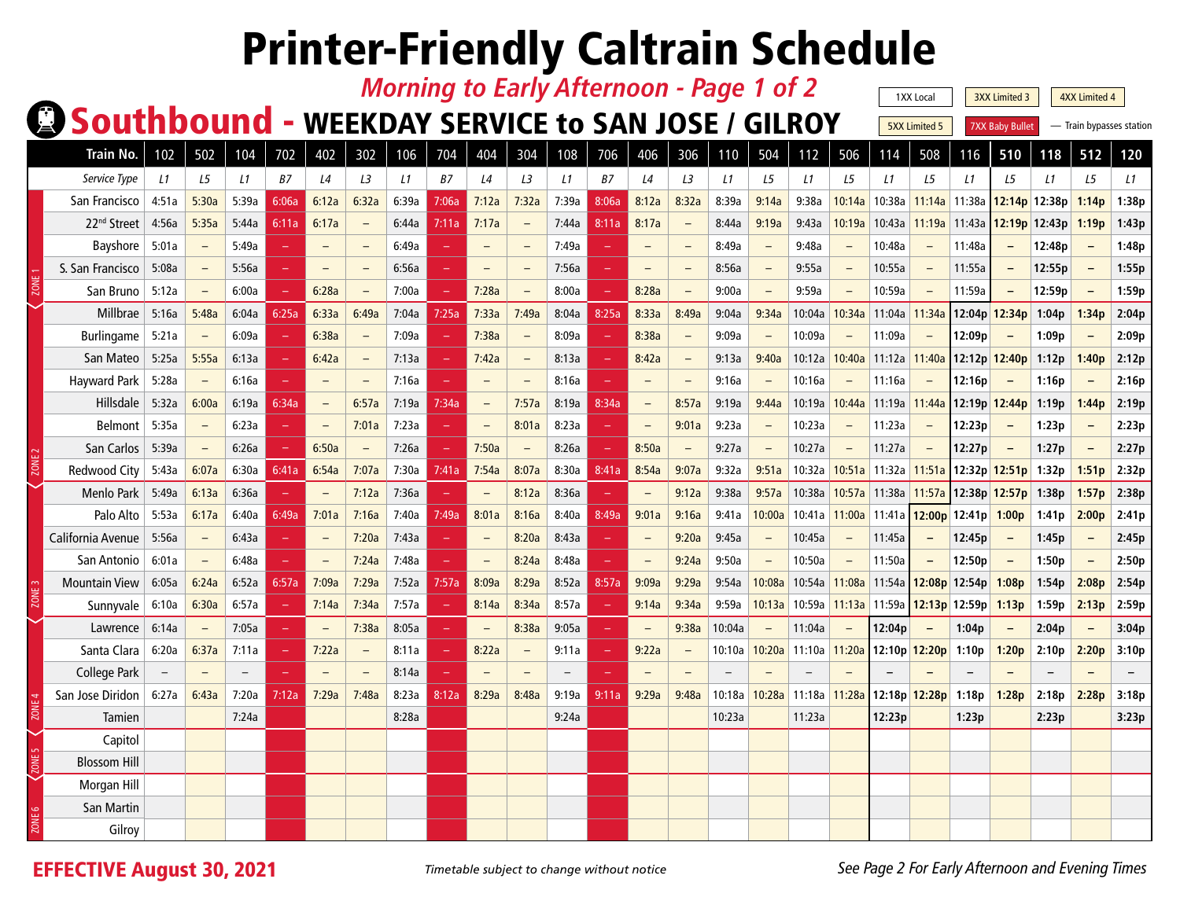# Printer-Friendly Caltrain Schedule

*Morning to Early Afternoon - Page 1 of 2*

## Southbound - WEEKDAY SERVICE to SAN JOSE / GILROY

Legend: 1XX Local | 3XX Limited 3 | 4XX Limited 4 | 5XX Limited 5 | 7XX Baby Bullet | – Train bypasses station

| Zone | Train No. | 102 | 502 | 104 | 702 | 402 | 302 | 106 | 704 | 404 | 304 | 108 | 706 | 406 | 306 | 110 | 504 | 112 | 506 | 114 | 508 | 116 | 510 | 118 | 512 | 120 |
|---|---|---|---|---|---|---|---|---|---|---|---|---|---|---|---|---|---|---|---|---|---|---|---|---|---|---|
| | Service Type | L1 | L5 | L1 | B7 | L4 | L3 | L1 | B7 | L4 | L3 | L1 | B7 | L4 | L3 | L1 | L5 | L1 | L5 | L1 | L5 | L1 | L5 | L1 | L5 | L1 |
| Zone 1 | San Francisco | 4:51a | 5:30a | 5:39a | 6:06a | 6:12a | 6:32a | 6:39a | 7:06a | 7:12a | 7:32a | 7:39a | 8:06a | 8:12a | 8:32a | 8:39a | 9:14a | 9:38a | 10:14a | 10:38a | 11:14a | 11:38a | 12:14p | 12:38p | 1:14p | 1:38p |
| Zone 1 | 22nd Street | 4:56a | 5:35a | 5:44a | 6:11a | 6:17a | – | 6:44a | 7:11a | 7:17a | – | 7:44a | 8:11a | 8:17a | – | 8:44a | 9:19a | 9:43a | 10:19a | 10:43a | 11:19a | 11:43a | 12:19p | 12:43p | 1:19p | 1:43p |
| Zone 1 | Bayshore | 5:01a | – | 5:49a | – | – | – | 6:49a | – | – | – | 7:49a | – | – | – | 8:49a | – | 9:48a | – | 10:48a | – | 11:48a | – | 12:48p | – | 1:48p |
| Zone 1 | S. San Francisco | 5:08a | – | 5:56a | – | – | – | 6:56a | – | – | – | 7:56a | – | – | – | 8:56a | – | 9:55a | – | 10:55a | – | 11:55a | – | 12:55p | – | 1:55p |
| Zone 1 | San Bruno | 5:12a | – | 6:00a | – | 6:28a | – | 7:00a | – | 7:28a | – | 8:00a | – | 8:28a | – | 9:00a | – | 9:59a | – | 10:59a | – | 11:59a | – | 12:59p | – | 1:59p |
| Zone 2 | Millbrae | 5:16a | 5:48a | 6:04a | 6:25a | 6:33a | 6:49a | 7:04a | 7:25a | 7:33a | 7:49a | 8:04a | 8:25a | 8:33a | 8:49a | 9:04a | 9:34a | 10:04a | 10:34a | 11:04a | 11:34a | 12:04p | 12:34p | 1:04p | 1:34p | 2:04p |
| Zone 2 | Burlingame | 5:21a | – | 6:09a | – | 6:38a | – | 7:09a | – | 7:38a | – | 8:09a | – | 8:38a | – | 9:09a | – | 10:09a | – | 11:09a | – | 12:09p | – | 1:09p | – | 2:09p |
| Zone 2 | San Mateo | 5:25a | 5:55a | 6:13a | – | 6:42a | – | 7:13a | – | 7:42a | – | 8:13a | – | 8:42a | – | 9:13a | 9:40a | 10:12a | 10:40a | 11:12a | 11:40a | 12:12p | 12:40p | 1:12p | 1:40p | 2:12p |
| Zone 2 | Hayward Park | 5:28a | – | 6:16a | – | – | – | 7:16a | – | – | – | 8:16a | – | – | – | 9:16a | – | 10:16a | – | 11:16a | – | 12:16p | – | 1:16p | – | 2:16p |
| Zone 2 | Hillsdale | 5:32a | 6:00a | 6:19a | 6:34a | – | 6:57a | 7:19a | 7:34a | – | 7:57a | 8:19a | 8:34a | – | 8:57a | 9:19a | 9:44a | 10:19a | 10:44a | 11:19a | 11:44a | 12:19p | 12:44p | 1:19p | 1:44p | 2:19p |
| Zone 2 | Belmont | 5:35a | – | 6:23a | – | – | 7:01a | 7:23a | – | – | 8:01a | 8:23a | – | – | 9:01a | 9:23a | – | 10:23a | – | 11:23a | – | 12:23p | – | 1:23p | – | 2:23p |
| Zone 2 | San Carlos | 5:39a | – | 6:26a | – | 6:50a | – | 7:26a | – | 7:50a | – | 8:26a | – | 8:50a | – | 9:27a | – | 10:27a | – | 11:27a | – | 12:27p | – | 1:27p | – | 2:27p |
| Zone 2 | Redwood City | 5:43a | 6:07a | 6:30a | 6:41a | 6:54a | 7:07a | 7:30a | 7:41a | 7:54a | 8:07a | 8:30a | 8:41a | 8:54a | 9:07a | 9:32a | 9:51a | 10:32a | 10:51a | 11:32a | 11:51a | 12:32p | 12:51p | 1:32p | 1:51p | 2:32p |
| Zone 3 | Menlo Park | 5:49a | 6:13a | 6:36a | – | – | 7:12a | 7:36a | – | – | 8:12a | 8:36a | – | – | 9:12a | 9:38a | 9:57a | 10:38a | 10:57a | 11:38a | 11:57a | 12:38p | 12:57p | 1:38p | 1:57p | 2:38p |
| Zone 3 | Palo Alto | 5:53a | 6:17a | 6:40a | 6:49a | 7:01a | 7:16a | 7:40a | 7:49a | 8:01a | 8:16a | 8:40a | 8:49a | 9:01a | 9:16a | 9:41a | 10:00a | 10:41a | 11:00a | 11:41a | 12:00p | 12:41p | 1:00p | 1:41p | 2:00p | 2:41p |
| Zone 3 | California Avenue | 5:56a | – | 6:43a | – | – | 7:20a | 7:43a | – | – | 8:20a | 8:43a | – | – | 9:20a | 9:45a | – | 10:45a | – | 11:45a | – | 12:45p | – | 1:45p | – | 2:45p |
| Zone 3 | San Antonio | 6:01a | – | 6:48a | – | – | 7:24a | 7:48a | – | – | 8:24a | 8:48a | – | – | 9:24a | 9:50a | – | 10:50a | – | 11:50a | – | 12:50p | – | 1:50p | – | 2:50p |
| Zone 3 | Mountain View | 6:05a | 6:24a | 6:52a | 6:57a | 7:09a | 7:29a | 7:52a | 7:57a | 8:09a | 8:29a | 8:52a | 8:57a | 9:09a | 9:29a | 9:54a | 10:08a | 10:54a | 11:08a | 11:54a | 12:08p | 12:54p | 1:08p | 1:54p | 2:08p | 2:54p |
| Zone 3 | Sunnyvale | 6:10a | 6:30a | 6:57a | – | 7:14a | 7:34a | 7:57a | – | 8:14a | 8:34a | 8:57a | – | 9:14a | 9:34a | 9:59a | 10:13a | 10:59a | 11:13a | 11:59a | 12:13p | 12:59p | 1:13p | 1:59p | 2:13p | 2:59p |
| Zone 4 | Lawrence | 6:14a | – | 7:05a | – | – | 7:38a | 8:05a | – | – | 8:38a | 9:05a | – | – | 9:38a | 10:04a | – | 11:04a | – | 12:04p | – | 1:04p | – | 2:04p | – | 3:04p |
| Zone 4 | Santa Clara | 6:20a | 6:37a | 7:11a | – | 7:22a | – | 8:11a | – | 8:22a | – | 9:11a | – | 9:22a | – | 10:10a | 10:20a | 11:10a | 11:20a | 12:10p | 12:20p | 1:10p | 1:20p | 2:10p | 2:20p | 3:10p |
| Zone 4 | College Park | – | – | – | – | – | – | 8:14a | – | – | – | – | – | – | – | – | – | – | – | – | – | – | – | – | – | – |
| Zone 4 | San Jose Diridon | 6:27a | 6:43a | 7:20a | 7:12a | 7:29a | 7:48a | 8:23a | 8:12a | 8:29a | 8:48a | 9:19a | 9:11a | 9:29a | 9:48a | 10:18a | 10:28a | 11:18a | 11:28a | 12:18p | 12:28p | 1:18p | 1:28p | 2:18p | 2:28p | 3:18p |
| Zone 4 | Tamien | | | 7:24a | | | | 8:28a | | | | 9:24a | | | | 10:23a | | 11:23a | | 12:23p | | 1:23p | | 2:23p | | 3:23p |
| Zone 5 | Capitol | | | | | | | | | | | | | | | | | | | | | | | | | |
| Zone 5 | Blossom Hill | | | | | | | | | | | | | | | | | | | | | | | | | |
| Zone 6 | Morgan Hill | | | | | | | | | | | | | | | | | | | | | | | | | |
| Zone 6 | San Martin | | | | | | | | | | | | | | | | | | | | | | | | | |
| Zone 6 | Gilroy | | | | | | | | | | | | | | | | | | | | | | | | | |

**EFFECTIVE August 30, 2021**

*Timetable subject to change without notice*

*See Page 2 For Early Afternoon and Evening Times*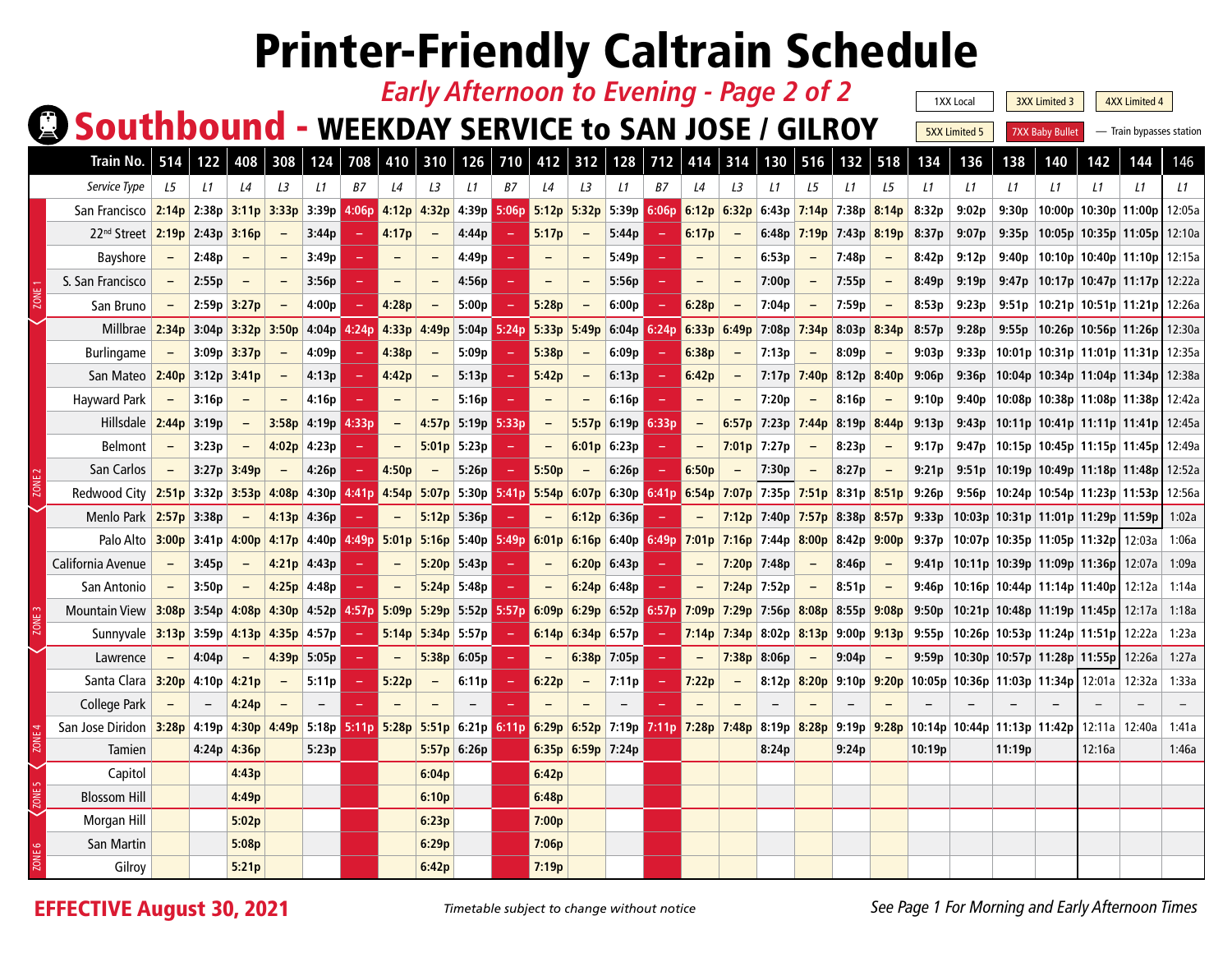# Printer-Friendly Caltrain Schedule

*Early Afternoon to Evening - Page 2 of 2*

## Southbound - WEEKDAY SERVICE to SAN JOSE / GILROY

1XX Local | 3XX Limited 3 | 4XX Limited 4 | 5XX Limited 5 | 7XX Baby Bullet | — Train bypasses station

| Zone | Train No. | 514 | 122 | 408 | 308 | 124 | 708 | 410 | 310 | 126 | 710 | 412 | 312 | 128 | 712 | 414 | 314 | 130 | 516 | 132 | 518 | 134 | 136 | 138 | 140 | 142 | 144 | 146 |
|---|---|---|---|---|---|---|---|---|---|---|---|---|---|---|---|---|---|---|---|---|---|---|---|---|---|---|---|---|
| | Service Type | L5 | L1 | L4 | L3 | L1 | B7 | L4 | L3 | L1 | B7 | L4 | L3 | L1 | B7 | L4 | L3 | L1 | L5 | L1 | L5 | L1 | L1 | L1 | L1 | L1 | L1 | L1 |
| ZONE 1 | San Francisco | 2:14p | 2:38p | 3:11p | 3:33p | 3:39p | 4:06p | 4:12p | 4:32p | 4:39p | 5:06p | 5:12p | 5:32p | 5:39p | 6:06p | 6:12p | 6:32p | 6:43p | 7:14p | 7:38p | 8:14p | 8:32p | 9:02p | 9:30p | 10:00p | 10:30p | 11:00p | 12:05a |
| ZONE 1 | 22nd Street | 2:19p | 2:43p | 3:16p | – | 3:44p | – | 4:17p | – | 4:44p | – | 5:17p | – | 5:44p | – | 6:17p | – | 6:48p | 7:19p | 7:43p | 8:19p | 8:37p | 9:07p | 9:35p | 10:05p | 10:35p | 11:05p | 12:10a |
| ZONE 1 | Bayshore | – | 2:48p | – | – | 3:49p | – | – | – | 4:49p | – | – | – | 5:49p | – | – | – | 6:53p | – | 7:48p | – | 8:42p | 9:12p | 9:40p | 10:10p | 10:40p | 11:10p | 12:15a |
| ZONE 1 | S. San Francisco | – | 2:55p | – | – | 3:56p | – | – | – | 4:56p | – | – | – | 5:56p | – | – | – | 7:00p | – | 7:55p | – | 8:49p | 9:19p | 9:47p | 10:17p | 10:47p | 11:17p | 12:22a |
| ZONE 1 | San Bruno | – | 2:59p | 3:27p | – | 4:00p | – | 4:28p | – | 5:00p | – | 5:28p | – | 6:00p | – | 6:28p | – | 7:04p | – | 7:59p | – | 8:53p | 9:23p | 9:51p | 10:21p | 10:51p | 11:21p | 12:26a |
| ZONE 2 | Millbrae | 2:34p | 3:04p | 3:32p | 3:50p | 4:04p | 4:24p | 4:33p | 4:49p | 5:04p | 5:24p | 5:33p | 5:49p | 6:04p | 6:24p | 6:33p | 6:49p | 7:08p | 7:34p | 8:03p | 8:34p | 8:57p | 9:28p | 9:55p | 10:26p | 10:56p | 11:26p | 12:30a |
| ZONE 2 | Burlingame | – | 3:09p | 3:37p | – | 4:09p | – | 4:38p | – | 5:09p | – | 5:38p | – | 6:09p | – | 6:38p | – | 7:13p | – | 8:09p | – | 9:03p | 9:33p | 10:01p | 10:31p | 11:01p | 11:31p | 12:35a |
| ZONE 2 | San Mateo | 2:40p | 3:12p | 3:41p | – | 4:13p | – | 4:42p | – | 5:13p | – | 5:42p | – | 6:13p | – | 6:42p | – | 7:17p | 7:40p | 8:12p | 8:40p | 9:06p | 9:36p | 10:04p | 10:34p | 11:04p | 11:34p | 12:38a |
| ZONE 2 | Hayward Park | – | 3:16p | – | – | 4:16p | – | – | – | 5:16p | – | – | – | 6:16p | – | – | – | 7:20p | – | 8:16p | – | 9:10p | 9:40p | 10:08p | 10:38p | 11:08p | 11:38p | 12:42a |
| ZONE 2 | Hillsdale | 2:44p | 3:19p | – | 3:58p | 4:19p | 4:33p | – | 4:57p | 5:19p | 5:33p | – | 5:57p | 6:19p | 6:33p | – | 6:57p | 7:23p | 7:44p | 8:19p | 8:44p | 9:13p | 9:43p | 10:11p | 10:41p | 11:11p | 11:41p | 12:45a |
| ZONE 2 | Belmont | – | 3:23p | – | 4:02p | 4:23p | – | – | 5:01p | 5:23p | – | – | 6:01p | 6:23p | – | – | 7:01p | 7:27p | – | 8:23p | – | 9:17p | 9:47p | 10:15p | 10:45p | 11:15p | 11:45p | 12:49a |
| ZONE 2 | San Carlos | – | 3:27p | 3:49p | – | 4:26p | – | 4:50p | – | 5:26p | – | 5:50p | – | 6:26p | – | 6:50p | – | 7:30p | – | 8:27p | – | 9:21p | 9:51p | 10:19p | 10:49p | 11:18p | 11:48p | 12:52a |
| ZONE 2 | Redwood City | 2:51p | 3:32p | 3:53p | 4:08p | 4:30p | 4:41p | 4:54p | 5:07p | 5:30p | 5:41p | 5:54p | 6:07p | 6:30p | 6:41p | 6:54p | 7:07p | 7:35p | 7:51p | 8:31p | 8:51p | 9:26p | 9:56p | 10:24p | 10:54p | 11:23p | 11:53p | 12:56a |
| ZONE 3 | Menlo Park | 2:57p | 3:38p | – | 4:13p | 4:36p | – | – | 5:12p | 5:36p | – | – | 6:12p | 6:36p | – | – | 7:12p | 7:40p | 7:57p | 8:38p | 8:57p | 9:33p | 10:03p | 10:31p | 11:01p | 11:29p | 11:59p | 1:02a |
| ZONE 3 | Palo Alto | 3:00p | 3:41p | 4:00p | 4:17p | 4:40p | 4:49p | 5:01p | 5:16p | 5:40p | 5:49p | 6:01p | 6:16p | 6:40p | 6:49p | 7:01p | 7:16p | 7:44p | 8:00p | 8:42p | 9:00p | 9:37p | 10:07p | 10:35p | 11:05p | 11:32p | 12:03a | 1:06a |
| ZONE 3 | California Avenue | – | 3:45p | – | 4:21p | 4:43p | – | – | 5:20p | 5:43p | – | – | 6:20p | 6:43p | – | – | 7:20p | 7:48p | – | 8:46p | – | 9:41p | 10:11p | 10:39p | 11:09p | 11:36p | 12:07a | 1:09a |
| ZONE 3 | San Antonio | – | 3:50p | – | 4:25p | 4:48p | – | – | 5:24p | 5:48p | – | – | 6:24p | 6:48p | – | – | 7:24p | 7:52p | – | 8:51p | – | 9:46p | 10:16p | 10:44p | 11:14p | 11:40p | 12:12a | 1:14a |
| ZONE 3 | Mountain View | 3:08p | 3:54p | 4:08p | 4:30p | 4:52p | 4:57p | 5:09p | 5:29p | 5:52p | 5:57p | 6:09p | 6:29p | 6:52p | 6:57p | 7:09p | 7:29p | 7:56p | 8:08p | 8:55p | 9:08p | 9:50p | 10:21p | 10:48p | 11:19p | 11:45p | 12:17a | 1:18a |
| ZONE 3 | Sunnyvale | 3:13p | 3:59p | 4:13p | 4:35p | 4:57p | – | 5:14p | 5:34p | 5:57p | – | 6:14p | 6:34p | 6:57p | – | 7:14p | 7:34p | 8:02p | 8:13p | 9:00p | 9:13p | 9:55p | 10:26p | 10:53p | 11:24p | 11:51p | 12:22a | 1:23a |
| ZONE 4 | Lawrence | – | 4:04p | – | 4:39p | 5:05p | – | – | 5:38p | 6:05p | – | – | 6:38p | 7:05p | – | – | 7:38p | 8:06p | – | 9:04p | – | 9:59p | 10:30p | 10:57p | 11:28p | 11:55p | 12:26a | 1:27a |
| ZONE 4 | Santa Clara | 3:20p | 4:10p | 4:21p | – | 5:11p | – | 5:22p | – | 6:11p | – | 6:22p | – | 7:11p | – | 7:22p | – | 8:12p | 8:20p | 9:10p | 9:20p | 10:05p | 10:36p | 11:03p | 11:34p | 12:01a | 12:32a | 1:33a |
| ZONE 4 | College Park | – | – | 4:24p | – | – | – | – | – | – | – | – | – | – | – | – | – | – | – | – | – | – | – | – | – | – | – | – |
| ZONE 4 | San Jose Diridon | 3:28p | 4:19p | 4:30p | 4:49p | 5:18p | 5:11p | 5:28p | 5:51p | 6:21p | 6:11p | 6:29p | 6:52p | 7:19p | 7:11p | 7:28p | 7:48p | 8:19p | 8:28p | 9:19p | 9:28p | 10:14p | 10:44p | 11:13p | 11:42p | 12:11a | 12:40a | 1:41a |
| ZONE 4 | Tamien | | 4:24p | 4:36p | | 5:23p | | | 5:57p | 6:26p | | 6:35p | 6:59p | 7:24p | | | | 8:24p | | 9:24p | | 10:19p | | 11:19p | | 12:16a | | 1:46a |
| ZONE 5 | Capitol | | | 4:43p | | | | | 6:04p | | | 6:42p | | | | | | | | | | | | | | | | |
| ZONE 5 | Blossom Hill | | | 4:49p | | | | | 6:10p | | | 6:48p | | | | | | | | | | | | | | | | |
| ZONE 6 | Morgan Hill | | | 5:02p | | | | | 6:23p | | | 7:00p | | | | | | | | | | | | | | | | |
| ZONE 6 | San Martin | | | 5:08p | | | | | 6:29p | | | 7:06p | | | | | | | | | | | | | | | | |
| ZONE 6 | Gilroy | | | 5:21p | | | | | 6:42p | | | 7:19p | | | | | | | | | | | | | | | | |

**EFFECTIVE August 30, 2021**

*Timetable subject to change without notice*

*See Page 1 For Morning and Early Afternoon Times*